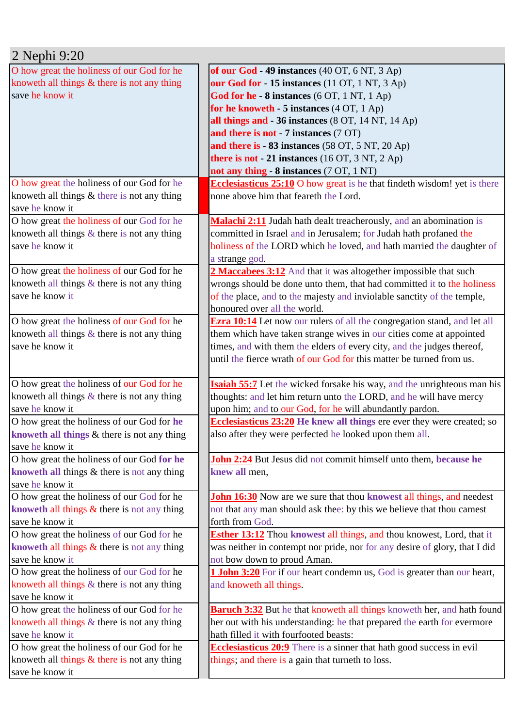# 2 Nephi 9:20

| | | |
|---|---|---|
| O how great the holiness of our God for he knoweth all things & there is not any thing save he know it | | **of our God - 49 instances** (40 OT, 6 NT, 3 Ap)<br>**our God for - 15 instances** (11 OT, 1 NT, 3 Ap)<br>**God for he - 8 instances** (6 OT, 1 NT, 1 Ap)<br>**for he knoweth - 5 instances** (4 OT, 1 Ap)<br>**all things and - 36 instances** (8 OT, 14 NT, 14 Ap)<br>**and there is not - 7 instances** (7 OT)<br>**and there is - 83 instances** (58 OT, 5 NT, 20 Ap)<br>**there is not - 21 instances** (16 OT, 3 NT, 2 Ap)<br>**not any thing - 8 instances** (7 OT, 1 NT) |
| O how great the holiness of our God for he knoweth all things & there is not any thing save he know it | | **Ecclesiasticus 25:10** O how great is he that findeth wisdom! yet is there none above him that feareth the Lord. |
| O how great the holiness of our God for he knoweth all things & there is not any thing save he know it | | **Malachi 2:11** Judah hath dealt treacherously, and an abomination is committed in Israel and in Jerusalem; for Judah hath profaned the holiness of the LORD which he loved, and hath married the daughter of a strange god. |
| O how great the holiness of our God for he knoweth all things & there is not any thing save he know it | | **2 Maccabees 3:12** And that it was altogether impossible that such wrongs should be done unto them, that had committed it to the holiness of the place, and to the majesty and inviolable sanctity of the temple, honoured over all the world. |
| O how great the holiness of our God for he knoweth all things & there is not any thing save he know it | | **Ezra 10:14** Let now our rulers of all the congregation stand, and let all them which have taken strange wives in our cities come at appointed times, and with them the elders of every city, and the judges thereof, until the fierce wrath of our God for this matter be turned from us. |
| O how great the holiness of our God for he knoweth all things & there is not any thing save he know it | | **Isaiah 55:7** Let the wicked forsake his way, and the unrighteous man his thoughts: and let him return unto the LORD, and he will have mercy upon him; and to our God, for he will abundantly pardon. |
| O how great the holiness of our God for **he knoweth all things** & there is not any thing save he know it | | **Ecclesiasticus 23:20** **He knew all things** ere ever they were created; so also after they were perfected he looked upon them all. |
| O how great the holiness of our God **for he knoweth all** things & there is not any thing save he know it | | **John 2:24** But Jesus did not commit himself unto them, **because he knew all** men, |
| O how great the holiness of our God for he **knoweth** all things & there is not any thing save he know it | | **John 16:30** Now are we sure that thou **knowest** all things, and needest not that any man should ask thee: by this we believe that thou camest forth from God. |
| O how great the holiness of our God for he **knoweth** all things & there is not any thing save he know it | | **Esther 13:12** Thou **knowest** all things, and thou knowest, Lord, that it was neither in contempt nor pride, nor for any desire of glory, that I did not bow down to proud Aman. |
| O how great the holiness of our God for he knoweth all things & there is not any thing save he know it | | **1 John 3:20** For if our heart condemn us, God is greater than our heart, and knoweth all things. |
| O how great the holiness of our God for he knoweth all things & there is not any thing save he know it | | **Baruch 3:32** But he that knoweth all things knoweth her, and hath found her out with his understanding: he that prepared the earth for evermore hath filled it with fourfooted beasts: |
| O how great the holiness of our God for he knoweth all things & there is not any thing save he know it | | **Ecclesiasticus 20:9** There is a sinner that hath good success in evil things; and there is a gain that turneth to loss. |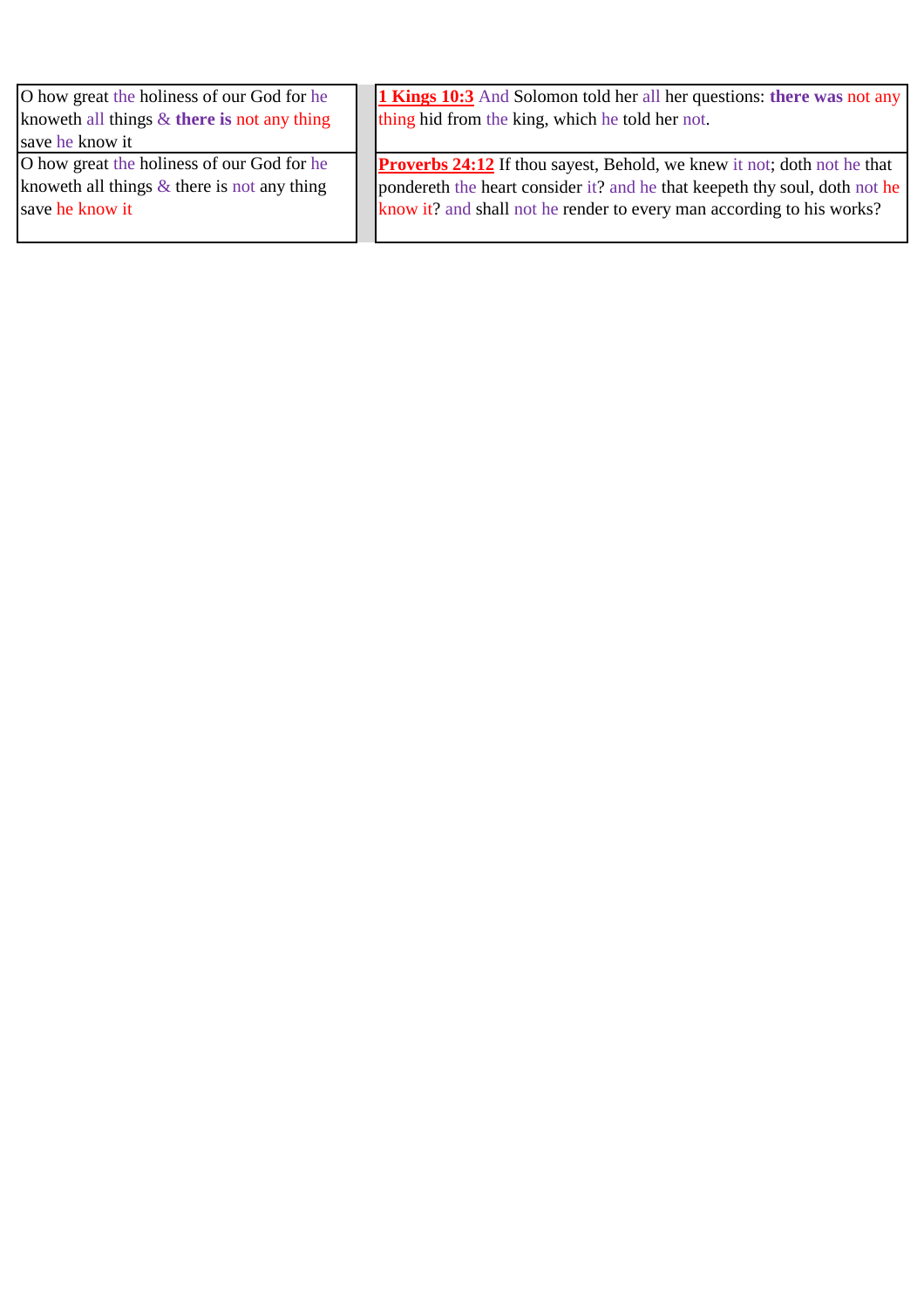| | | |
|---|---|---|
| O how great the holiness of our God for he knoweth all things & **there is** not any thing save he know it | | **1 Kings 10:3** And Solomon told her all her questions: **there was** not any thing hid from the king, which he told her not. |
| O how great the holiness of our God for he knoweth all things & there is not any thing save he know it | | **Proverbs 24:12** If thou sayest, Behold, we knew it not; doth not he that pondereth the heart consider it? and he that keepeth thy soul, doth not he know it? and shall not he render to every man according to his works? |